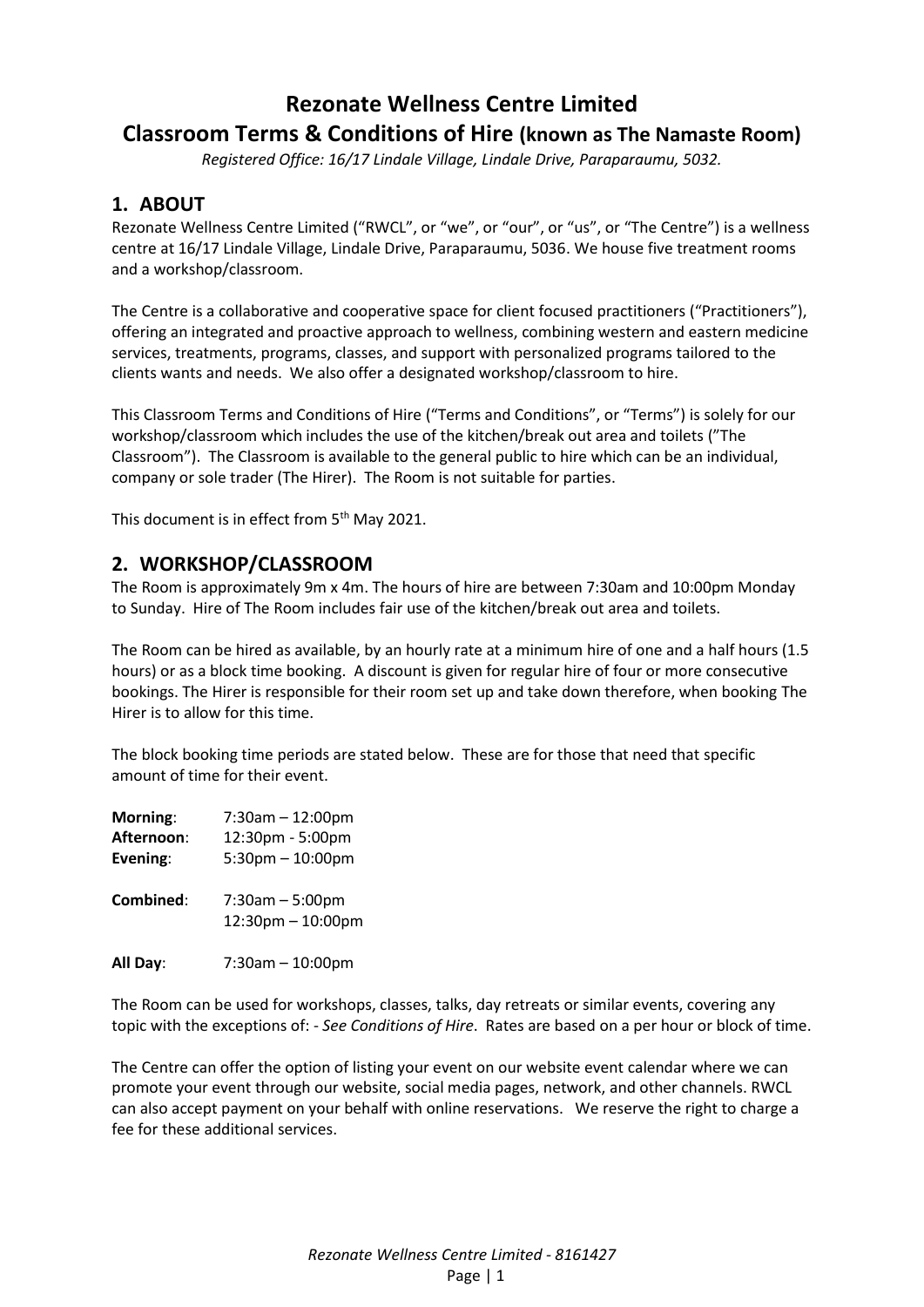# Rezonate Wellness Centre Limited

## Classroom Terms & Conditions of Hire (known as The Namaste Room)

*Registered Office: 16/17 Lindale Village, Lindale Drive, Paraparaumu, 5032.*

## 1. ABOUT

Rezonate Wellness Centre Limited ("RWCL", or "we", or "our", or "us", or "The Centre") is a wellness centre at 16/17 Lindale Village, Lindale Drive, Paraparaumu, 5036. We house five treatment rooms and a workshop/classroom.

The Centre is a collaborative and cooperative space for client focused practitioners ("Practitioners"), offering an integrated and proactive approach to wellness, combining western and eastern medicine services, treatments, programs, classes, and support with personalized programs tailored to the clients wants and needs. We also offer a designated workshop/classroom to hire.

This Classroom Terms and Conditions of Hire ("Terms and Conditions", or "Terms") is solely for our workshop/classroom which includes the use of the kitchen/break out area and toilets ("The Classroom"). The Classroom is available to the general public to hire which can be an individual, company or sole trader (The Hirer). The Room is not suitable for parties.

This document is in effect from 5th May 2021.

## 2. WORKSHOP/CLASSROOM

The Room is approximately 9m x 4m. The hours of hire are between 7:30am and 10:00pm Monday to Sunday. Hire of The Room includes fair use of the kitchen/break out area and toilets.

The Room can be hired as available, by an hourly rate at a minimum hire of one and a half hours (1.5 hours) or as a block time booking. A discount is given for regular hire of four or more consecutive bookings. The Hirer is responsible for their room set up and take down therefore, when booking The Hirer is to allow for this time.

The block booking time periods are stated below. These are for those that need that specific amount of time for their event.

**Morning**: 7:30am – 12:00pm
**Afternoon**: 12:30pm - 5:00pm
**Evening**: 5:30pm – 10:00pm

**Combined**: 7:30am – 5:00pm
12:30pm – 10:00pm

**All Day**: 7:30am – 10:00pm

The Room can be used for workshops, classes, talks, day retreats or similar events, covering any topic with the exceptions of: - *See Conditions of Hire*. Rates are based on a per hour or block of time.

The Centre can offer the option of listing your event on our website event calendar where we can promote your event through our website, social media pages, network, and other channels. RWCL can also accept payment on your behalf with online reservations. We reserve the right to charge a fee for these additional services.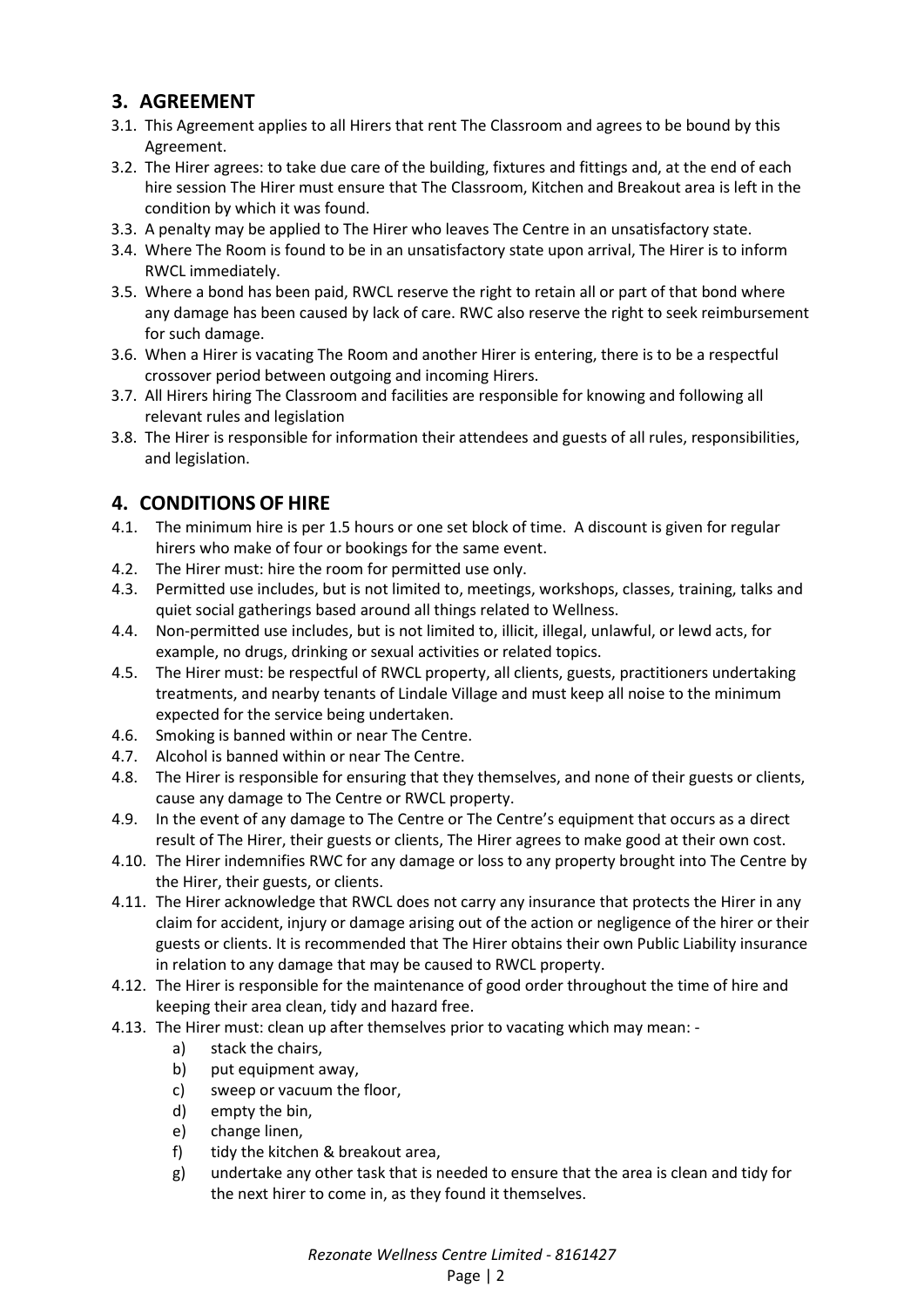## 3. AGREEMENT

3.1. This Agreement applies to all Hirers that rent The Classroom and agrees to be bound by this Agreement.

3.2. The Hirer agrees: to take due care of the building, fixtures and fittings and, at the end of each hire session The Hirer must ensure that The Classroom, Kitchen and Breakout area is left in the condition by which it was found.

3.3. A penalty may be applied to The Hirer who leaves The Centre in an unsatisfactory state.

3.4. Where The Room is found to be in an unsatisfactory state upon arrival, The Hirer is to inform RWCL immediately.

3.5. Where a bond has been paid, RWCL reserve the right to retain all or part of that bond where any damage has been caused by lack of care. RWC also reserve the right to seek reimbursement for such damage.

3.6. When a Hirer is vacating The Room and another Hirer is entering, there is to be a respectful crossover period between outgoing and incoming Hirers.

3.7. All Hirers hiring The Classroom and facilities are responsible for knowing and following all relevant rules and legislation

3.8. The Hirer is responsible for information their attendees and guests of all rules, responsibilities, and legislation.

## 4. CONDITIONS OF HIRE

4.1. The minimum hire is per 1.5 hours or one set block of time. A discount is given for regular hirers who make of four or bookings for the same event.

4.2. The Hirer must: hire the room for permitted use only.

4.3. Permitted use includes, but is not limited to, meetings, workshops, classes, training, talks and quiet social gatherings based around all things related to Wellness.

4.4. Non-permitted use includes, but is not limited to, illicit, illegal, unlawful, or lewd acts, for example, no drugs, drinking or sexual activities or related topics.

4.5. The Hirer must: be respectful of RWCL property, all clients, guests, practitioners undertaking treatments, and nearby tenants of Lindale Village and must keep all noise to the minimum expected for the service being undertaken.

4.6. Smoking is banned within or near The Centre.

4.7. Alcohol is banned within or near The Centre.

4.8. The Hirer is responsible for ensuring that they themselves, and none of their guests or clients, cause any damage to The Centre or RWCL property.

4.9. In the event of any damage to The Centre or The Centre's equipment that occurs as a direct result of The Hirer, their guests or clients, The Hirer agrees to make good at their own cost.

4.10. The Hirer indemnifies RWC for any damage or loss to any property brought into The Centre by the Hirer, their guests, or clients.

4.11. The Hirer acknowledge that RWCL does not carry any insurance that protects the Hirer in any claim for accident, injury or damage arising out of the action or negligence of the hirer or their guests or clients. It is recommended that The Hirer obtains their own Public Liability insurance in relation to any damage that may be caused to RWCL property.

4.12. The Hirer is responsible for the maintenance of good order throughout the time of hire and keeping their area clean, tidy and hazard free.

4.13. The Hirer must: clean up after themselves prior to vacating which may mean: -

a) stack the chairs,

b) put equipment away,

c) sweep or vacuum the floor,

d) empty the bin,

e) change linen,

f) tidy the kitchen & breakout area,

g) undertake any other task that is needed to ensure that the area is clean and tidy for the next hirer to come in, as they found it themselves.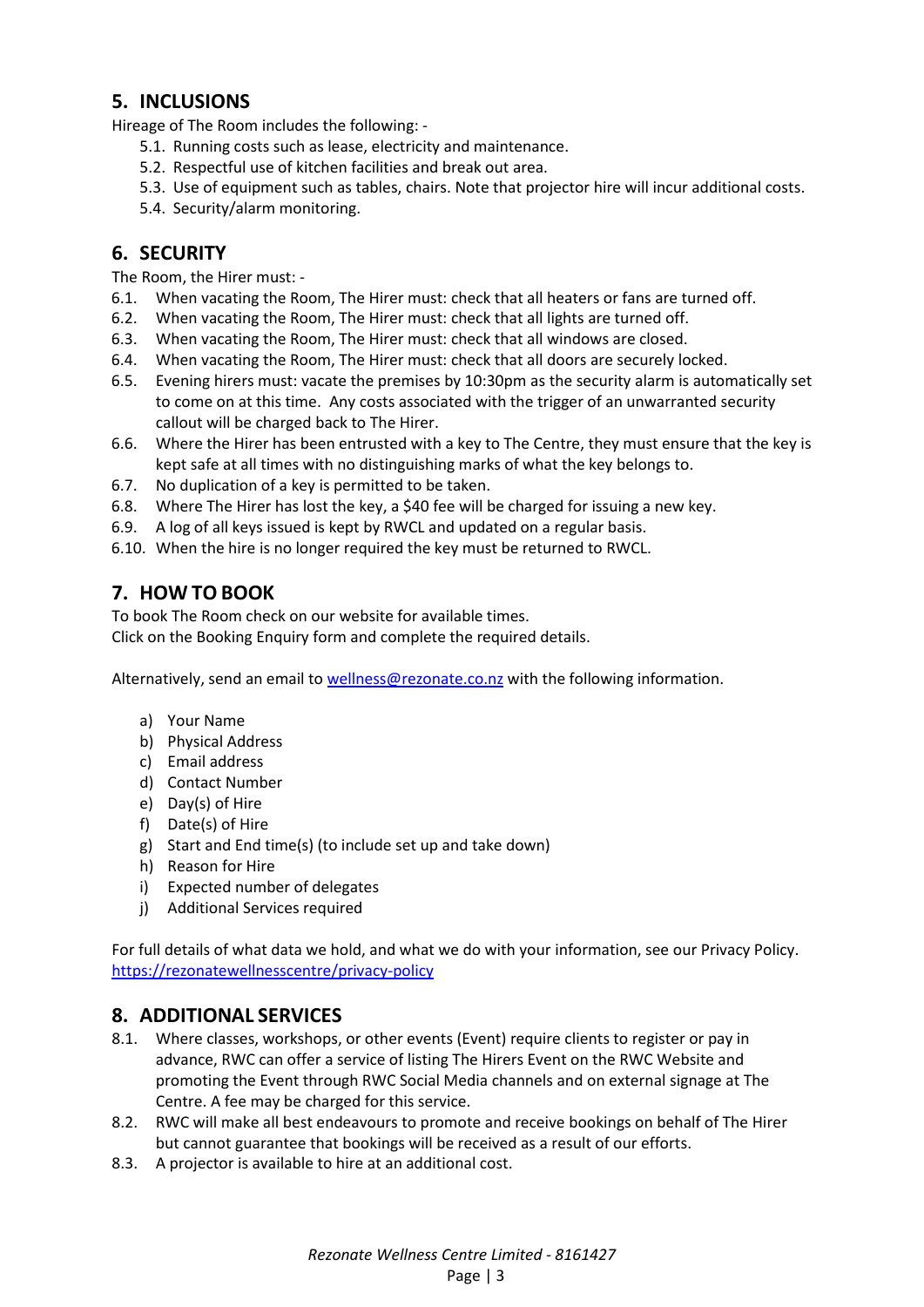## 5. INCLUSIONS

Hireage of The Room includes the following: -

5.1. Running costs such as lease, electricity and maintenance.
5.2. Respectful use of kitchen facilities and break out area.
5.3. Use of equipment such as tables, chairs. Note that projector hire will incur additional costs.
5.4. Security/alarm monitoring.

## 6. SECURITY

The Room, the Hirer must: -

6.1. When vacating the Room, The Hirer must: check that all heaters or fans are turned off.
6.2. When vacating the Room, The Hirer must: check that all lights are turned off.
6.3. When vacating the Room, The Hirer must: check that all windows are closed.
6.4. When vacating the Room, The Hirer must: check that all doors are securely locked.
6.5. Evening hirers must: vacate the premises by 10:30pm as the security alarm is automatically set to come on at this time. Any costs associated with the trigger of an unwarranted security callout will be charged back to The Hirer.
6.6. Where the Hirer has been entrusted with a key to The Centre, they must ensure that the key is kept safe at all times with no distinguishing marks of what the key belongs to.
6.7. No duplication of a key is permitted to be taken.
6.8. Where The Hirer has lost the key, a $40 fee will be charged for issuing a new key.
6.9. A log of all keys issued is kept by RWCL and updated on a regular basis.
6.10. When the hire is no longer required the key must be returned to RWCL.

## 7. HOW TO BOOK

To book The Room check on our website for available times.
Click on the Booking Enquiry form and complete the required details.

Alternatively, send an email to [wellness@rezonate.co.nz](mailto:wellness@rezonate.co.nz) with the following information.

a) Your Name
b) Physical Address
c) Email address
d) Contact Number
e) Day(s) of Hire
f) Date(s) of Hire
g) Start and End time(s) (to include set up and take down)
h) Reason for Hire
i) Expected number of delegates
j) Additional Services required

For full details of what data we hold, and what we do with your information, see our Privacy Policy.
[https://rezonatewellnesscentre/privacy-policy](https://rezonatewellnesscentre/privacy-policy)

## 8. ADDITIONAL SERVICES

8.1. Where classes, workshops, or other events (Event) require clients to register or pay in advance, RWC can offer a service of listing The Hirers Event on the RWC Website and promoting the Event through RWC Social Media channels and on external signage at The Centre. A fee may be charged for this service.
8.2. RWC will make all best endeavours to promote and receive bookings on behalf of The Hirer but cannot guarantee that bookings will be received as a result of our efforts.
8.3. A projector is available to hire at an additional cost.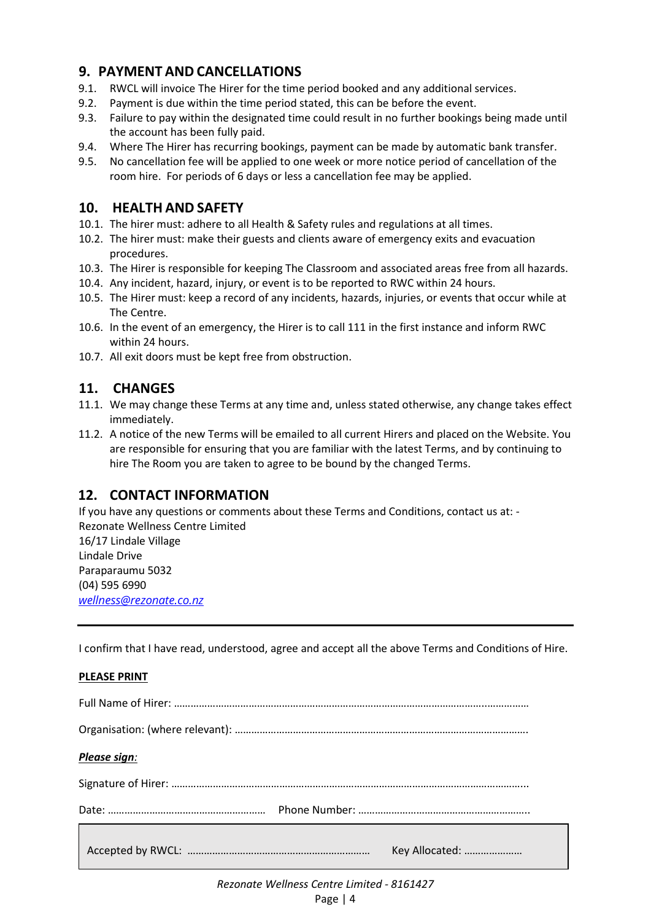## 9. PAYMENT AND CANCELLATIONS

9.1. RWCL will invoice The Hirer for the time period booked and any additional services.

9.2. Payment is due within the time period stated, this can be before the event.

9.3. Failure to pay within the designated time could result in no further bookings being made until the account has been fully paid.

9.4. Where The Hirer has recurring bookings, payment can be made by automatic bank transfer.

9.5. No cancellation fee will be applied to one week or more notice period of cancellation of the room hire. For periods of 6 days or less a cancellation fee may be applied.

## 10. HEALTH AND SAFETY

10.1. The hirer must: adhere to all Health & Safety rules and regulations at all times.

10.2. The hirer must: make their guests and clients aware of emergency exits and evacuation procedures.

10.3. The Hirer is responsible for keeping The Classroom and associated areas free from all hazards.

10.4. Any incident, hazard, injury, or event is to be reported to RWC within 24 hours.

10.5. The Hirer must: keep a record of any incidents, hazards, injuries, or events that occur while at The Centre.

10.6. In the event of an emergency, the Hirer is to call 111 in the first instance and inform RWC within 24 hours.

10.7. All exit doors must be kept free from obstruction.

## 11. CHANGES

11.1. We may change these Terms at any time and, unless stated otherwise, any change takes effect immediately.

11.2. A notice of the new Terms will be emailed to all current Hirers and placed on the Website. You are responsible for ensuring that you are familiar with the latest Terms, and by continuing to hire The Room you are taken to agree to be bound by the changed Terms.

## 12. CONTACT INFORMATION

If you have any questions or comments about these Terms and Conditions, contact us at: -
Rezonate Wellness Centre Limited
16/17 Lindale Village
Lindale Drive
Paraparaumu 5032
(04) 595 6990
*wellness@rezonate.co.nz*

---

I confirm that I have read, understood, agree and accept all the above Terms and Conditions of Hire.

**PLEASE PRINT**

Full Name of Hirer: ……………………………………………………………………………………………………………

Organisation: (where relevant): ……………………………………………………………………………………………

***Please sign***:

Signature of Hirer: …………………………………………………………………………………………………………...

Date: …………………………………………… Phone Number: ……………………………………………………..

Accepted by RWCL: ………………………………………………………… Key Allocated: …………………

*Rezonate Wellness Centre Limited - 8161427*